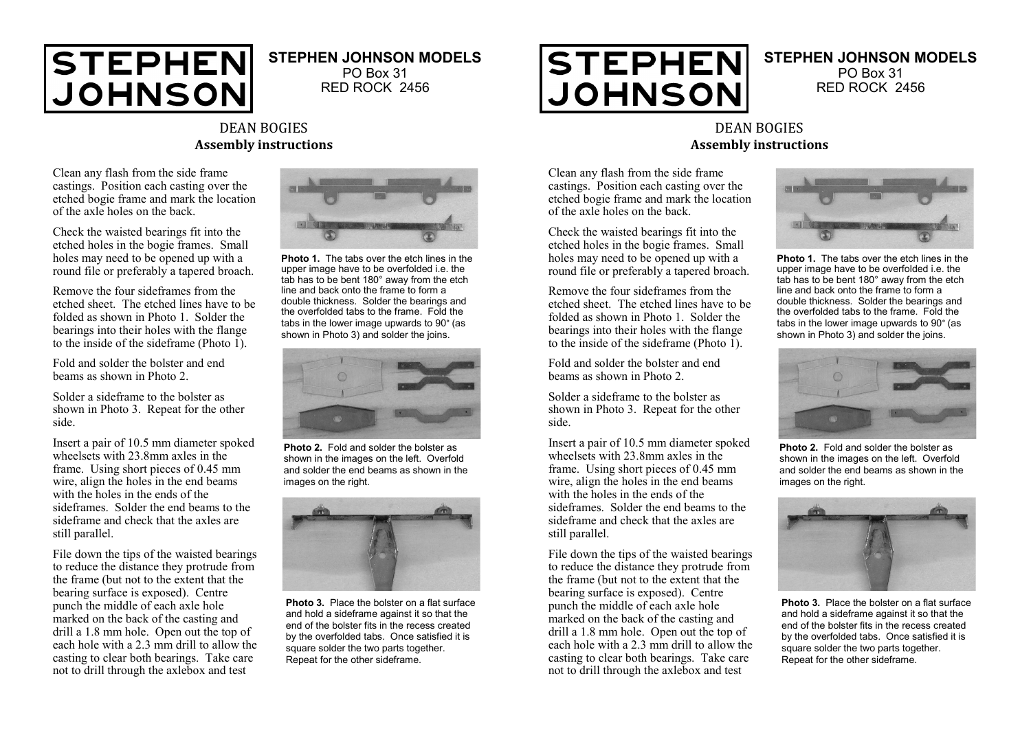# STEPHEN JOHNSON

**STEPHEN JOHNSON MODELS**
PO Box 31
RED ROCK 2456

## DEAN BOGIES
### Assembly instructions

Clean any flash from the side frame castings. Position each casting over the etched bogie frame and mark the location of the axle holes on the back.

Check the waisted bearings fit into the etched holes in the bogie frames. Small holes may need to be opened up with a round file or preferably a tapered broach.

Remove the four sideframes from the etched sheet. The etched lines have to be folded as shown in Photo 1. Solder the bearings into their holes with the flange to the inside of the sideframe (Photo 1).

Fold and solder the bolster and end beams as shown in Photo 2.

Solder a sideframe to the bolster as shown in Photo 3. Repeat for the other side.

Insert a pair of 10.5 mm diameter spoked wheelsets with 23.8mm axles in the frame. Using short pieces of 0.45 mm wire, align the holes in the end beams with the holes in the ends of the sideframes. Solder the end beams to the sideframe and check that the axles are still parallel.

File down the tips of the waisted bearings to reduce the distance they protrude from the frame (but not to the extent that the bearing surface is exposed). Centre punch the middle of each axle hole marked on the back of the casting and drill a 1.8 mm hole. Open out the top of each hole with a 2.3 mm drill to allow the casting to clear both bearings. Take care not to drill through the axlebox and test

**Photo 1.** The tabs over the etch lines in the upper image have to be overfolded i.e. the tab has to be bent 180° away from the etch line and back onto the frame to form a double thickness. Solder the bearings and the overfolded tabs to the frame. Fold the tabs in the lower image upwards to 90° (as shown in Photo 3) and solder the joins.

**Photo 2.** Fold and solder the bolster as shown in the images on the left. Overfold and solder the end beams as shown in the images on the right.

**Photo 3.** Place the bolster on a flat surface and hold a sideframe against it so that the end of the bolster fits in the recess created by the overfolded tabs. Once satisfied it is square solder the two parts together. Repeat for the other sideframe.

# STEPHEN JOHNSON

**STEPHEN JOHNSON MODELS**
PO Box 31
RED ROCK 2456

## DEAN BOGIES
### Assembly instructions

Clean any flash from the side frame castings. Position each casting over the etched bogie frame and mark the location of the axle holes on the back.

Check the waisted bearings fit into the etched holes in the bogie frames. Small holes may need to be opened up with a round file or preferably a tapered broach.

Remove the four sideframes from the etched sheet. The etched lines have to be folded as shown in Photo 1. Solder the bearings into their holes with the flange to the inside of the sideframe (Photo 1).

Fold and solder the bolster and end beams as shown in Photo 2.

Solder a sideframe to the bolster as shown in Photo 3. Repeat for the other side.

Insert a pair of 10.5 mm diameter spoked wheelsets with 23.8mm axles in the frame. Using short pieces of 0.45 mm wire, align the holes in the end beams with the holes in the ends of the sideframes. Solder the end beams to the sideframe and check that the axles are still parallel.

File down the tips of the waisted bearings to reduce the distance they protrude from the frame (but not to the extent that the bearing surface is exposed). Centre punch the middle of each axle hole marked on the back of the casting and drill a 1.8 mm hole. Open out the top of each hole with a 2.3 mm drill to allow the casting to clear both bearings. Take care not to drill through the axlebox and test

**Photo 1.** The tabs over the etch lines in the upper image have to be overfolded i.e. the tab has to be bent 180° away from the etch line and back onto the frame to form a double thickness. Solder the bearings and the overfolded tabs to the frame. Fold the tabs in the lower image upwards to 90° (as shown in Photo 3) and solder the joins.

**Photo 2.** Fold and solder the bolster as shown in the images on the left. Overfold and solder the end beams as shown in the images on the right.

**Photo 3.** Place the bolster on a flat surface and hold a sideframe against it so that the end of the bolster fits in the recess created by the overfolded tabs. Once satisfied it is square solder the two parts together. Repeat for the other sideframe.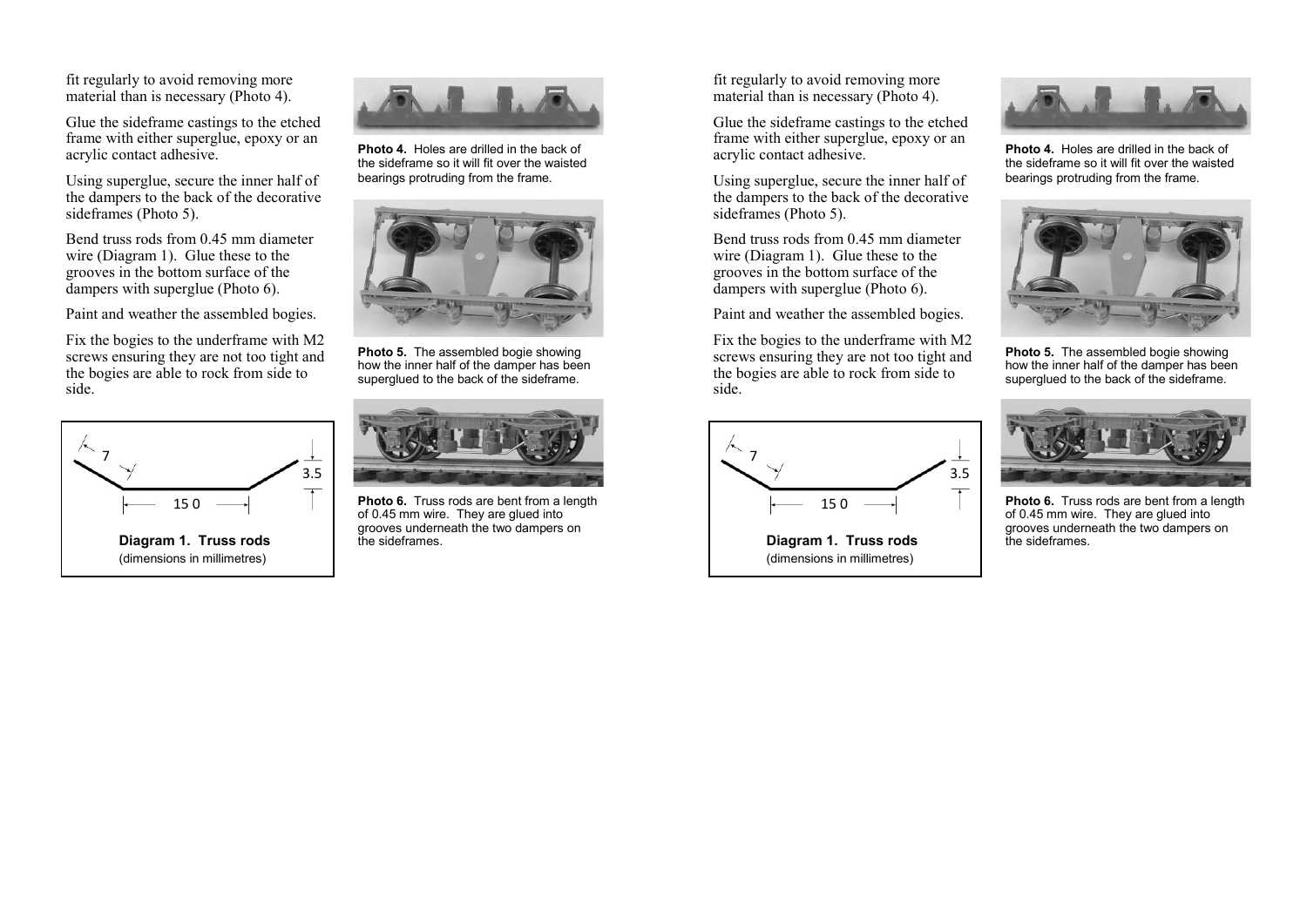fit regularly to avoid removing more material than is necessary (Photo 4).

Glue the sideframe castings to the etched frame with either superglue, epoxy or an acrylic contact adhesive.

Using superglue, secure the inner half of the dampers to the back of the decorative sideframes (Photo 5).

Bend truss rods from 0.45 mm diameter wire (Diagram 1). Glue these to the grooves in the bottom surface of the dampers with superglue (Photo 6).

Paint and weather the assembled bogies.

Fix the bogies to the underframe with M2 screws ensuring they are not too tight and the bogies are able to rock from side to side.

7

3.5

15 0

**Diagram 1. Truss rods**
(dimensions in millimetres)

**Photo 4.** Holes are drilled in the back of the sideframe so it will fit over the waisted bearings protruding from the frame.

**Photo 5.** The assembled bogie showing how the inner half of the damper has been superglued to the back of the sideframe.

**Photo 6.** Truss rods are bent from a length of 0.45 mm wire. They are glued into grooves underneath the two dampers on the sideframes.

fit regularly to avoid removing more material than is necessary (Photo 4).

Glue the sideframe castings to the etched frame with either superglue, epoxy or an acrylic contact adhesive.

Using superglue, secure the inner half of the dampers to the back of the decorative sideframes (Photo 5).

Bend truss rods from 0.45 mm diameter wire (Diagram 1). Glue these to the grooves in the bottom surface of the dampers with superglue (Photo 6).

Paint and weather the assembled bogies.

Fix the bogies to the underframe with M2 screws ensuring they are not too tight and the bogies are able to rock from side to side.

7

3.5

15 0

**Diagram 1. Truss rods**
(dimensions in millimetres)

**Photo 4.** Holes are drilled in the back of the sideframe so it will fit over the waisted bearings protruding from the frame.

**Photo 5.** The assembled bogie showing how the inner half of the damper has been superglued to the back of the sideframe.

**Photo 6.** Truss rods are bent from a length of 0.45 mm wire. They are glued into grooves underneath the two dampers on the sideframes.